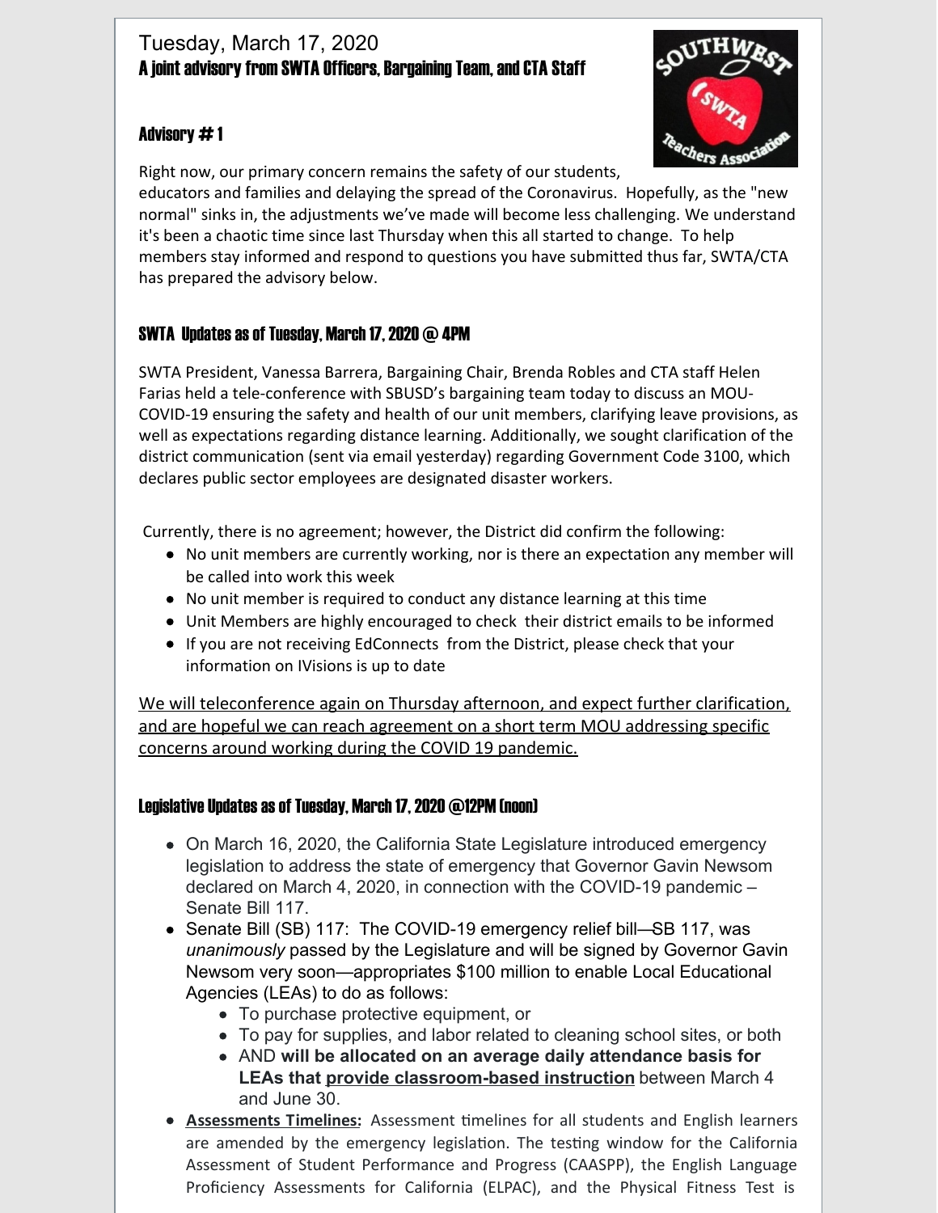Tuesday, March 17, 2020

**A joint advisory from SWTA Officers, Bargaining Team, and CTA Staff**

### Advisory # 1

Right now, our primary concern remains the safety of our students, educators and families and delaying the spread of the Coronavirus. Hopefully, as the "new normal" sinks in, the adjustments we've made will become less challenging. We understand it's been a chaotic time since last Thursday when this all started to change. To help members stay informed and respond to questions you have submitted thus far, SWTA/CTA has prepared the advisory below.

### SWTA Updates as of Tuesday, March 17, 2020 @ 4PM

SWTA President, Vanessa Barrera, Bargaining Chair, Brenda Robles and CTA staff Helen Farias held a tele-conference with SBUSD's bargaining team today to discuss an MOU-COVID-19 ensuring the safety and health of our unit members, clarifying leave provisions, as well as expectations regarding distance learning. Additionally, we sought clarification of the district communication (sent via email yesterday) regarding Government Code 3100, which declares public sector employees are designated disaster workers.

Currently, there is no agreement; however, the District did confirm the following:

- No unit members are currently working, nor is there an expectation any member will be called into work this week
- No unit member is required to conduct any distance learning at this time
- Unit Members are highly encouraged to check their district emails to be informed
- If you are not receiving EdConnects from the District, please check that your information on IVisions is up to date

<u>We will teleconference again on Thursday afternoon, and expect further clarification, and are hopeful we can reach agreement on a short term MOU addressing specific concerns around working during the COVID 19 pandemic.</u>

### Legislative Updates as of Tuesday, March 17, 2020 @12PM (noon)

- On March 16, 2020, the California State Legislature introduced emergency legislation to address the state of emergency that Governor Gavin Newsom declared on March 4, 2020, in connection with the COVID-19 pandemic – Senate Bill 117.
- Senate Bill (SB) 117: The COVID-19 emergency relief bill—SB 117, was *unanimously* passed by the Legislature and will be signed by Governor Gavin Newsom very soon—appropriates $100 million to enable Local Educational Agencies (LEAs) to do as follows:
  - To purchase protective equipment, or
  - To pay for supplies, and labor related to cleaning school sites, or both
  - AND **will be allocated on an average daily attendance basis for LEAs that <u>provide classroom-based instruction</u>** between March 4 and June 30.
- **<u>Assessments Timelines:</u>** Assessment timelines for all students and English learners are amended by the emergency legislation. The testing window for the California Assessment of Student Performance and Progress (CAASPP), the English Language Proficiency Assessments for California (ELPAC), and the Physical Fitness Test is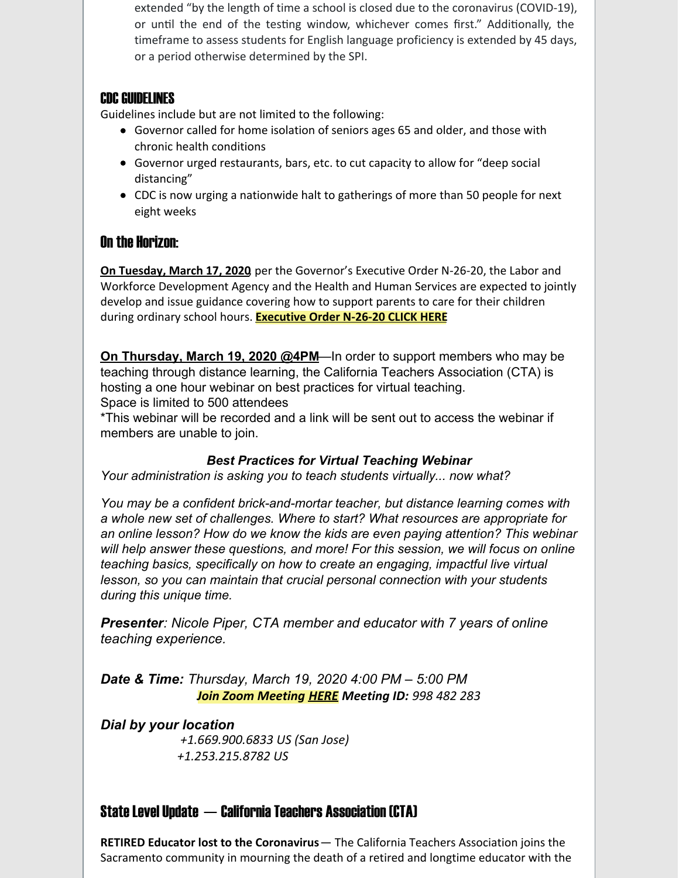extended "by the length of time a school is closed due to the coronavirus (COVID-19), or until the end of the testing window, whichever comes first." Additionally, the timeframe to assess students for English language proficiency is extended by 45 days, or a period otherwise determined by the SPI.

### CDC GUIDELINES

Guidelines include but are not limited to the following:

- Governor called for home isolation of seniors ages 65 and older, and those with chronic health conditions
- Governor urged restaurants, bars, etc. to cut capacity to allow for "deep social distancing"
- CDC is now urging a nationwide halt to gatherings of more than 50 people for next eight weeks

### On the Horizon:

**On Tuesday, March 17, 2020** per the Governor's Executive Order N-26-20, the Labor and Workforce Development Agency and the Health and Human Services are expected to jointly develop and issue guidance covering how to support parents to care for their children during ordinary school hours. **Executive Order N-26-20 CLICK HERE**

**On Thursday, March 19, 2020 @4PM**—In order to support members who may be teaching through distance learning, the California Teachers Association (CTA) is hosting a one hour webinar on best practices for virtual teaching.
Space is limited to 500 attendees
*This webinar will be recorded and a link will be sent out to access the webinar if members are unable to join.

***Best Practices for Virtual Teaching Webinar***

*Your administration is asking you to teach students virtually... now what?*

*You may be a confident brick-and-mortar teacher, but distance learning comes with a whole new set of challenges. Where to start? What resources are appropriate for an online lesson? How do we know the kids are even paying attention? This webinar will help answer these questions, and more! For this session, we will focus on online teaching basics, specifically on how to create an engaging, impactful live virtual lesson, so you can maintain that crucial personal connection with your students during this unique time.*

***Presenter**: Nicole Piper, CTA member and educator with 7 years of online teaching experience.*

***Date & Time:** Thursday, March 19, 2020 4:00 PM – 5:00 PM*
***Join Zoom Meeting HERE Meeting ID:** 998 482 283*

***Dial by your location***
*+1.669.900.6833 US (San Jose)*
*+1.253.215.8782 US*

### State Level Update — California Teachers Association (CTA)

**RETIRED Educator lost to the Coronavirus**— The California Teachers Association joins the Sacramento community in mourning the death of a retired and longtime educator with the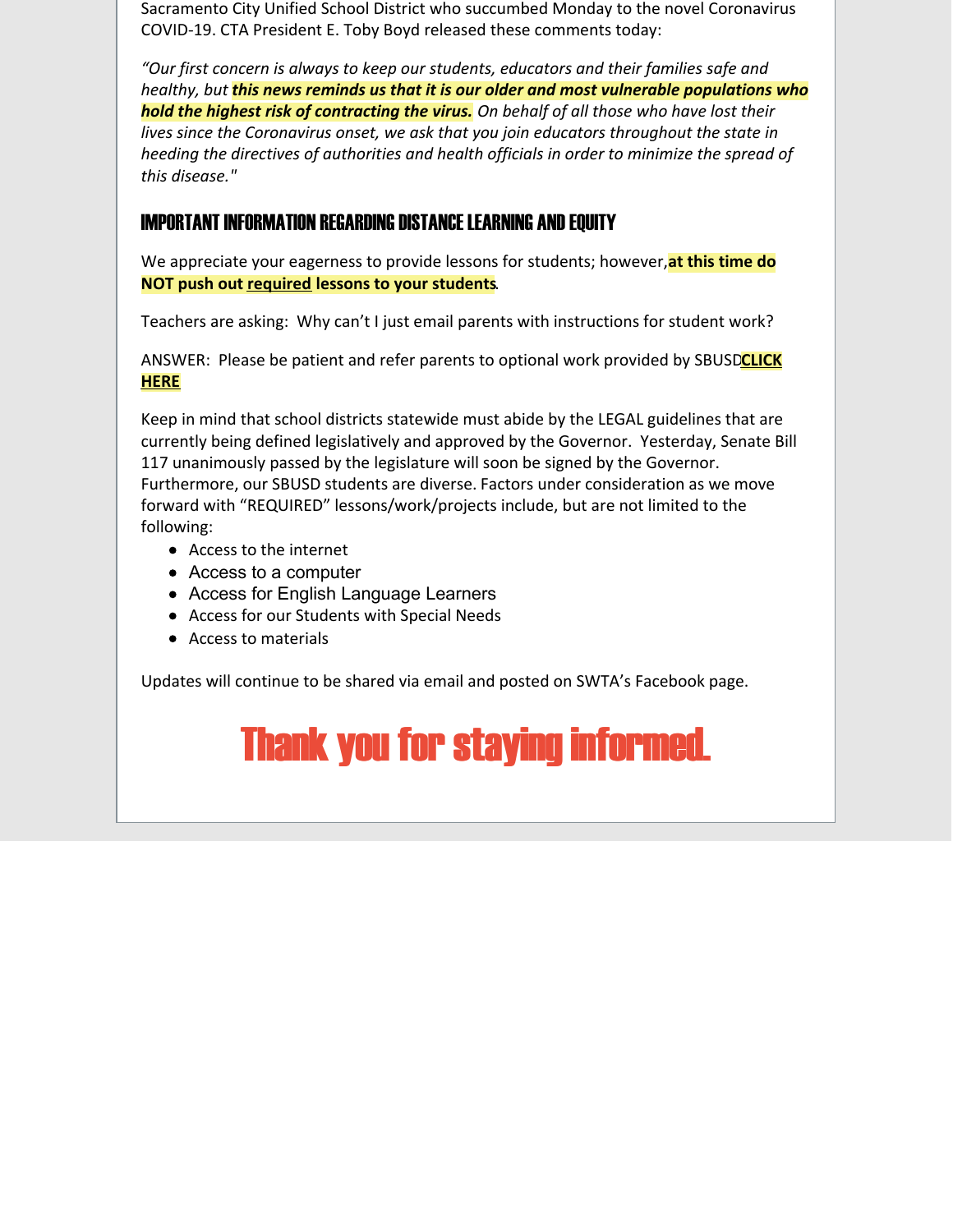Sacramento City Unified School District who succumbed Monday to the novel Coronavirus COVID-19. CTA President E. Toby Boyd released these comments today:

*"Our first concern is always to keep our students, educators and their families safe and healthy, but* ***this news reminds us that it is our older and most vulnerable populations who hold the highest risk of contracting the virus.*** *On behalf of all those who have lost their lives since the Coronavirus onset, we ask that you join educators throughout the state in heeding the directives of authorities and health officials in order to minimize the spread of this disease."*

## IMPORTANT INFORMATION REGARDING DISTANCE LEARNING AND EQUITY

We appreciate your eagerness to provide lessons for students; however,**at this time do NOT push out required lessons to your students**.

Teachers are asking: Why can't I just email parents with instructions for student work?

ANSWER: Please be patient and refer parents to optional work provided by SBUSD**CLICK HERE**

Keep in mind that school districts statewide must abide by the LEGAL guidelines that are currently being defined legislatively and approved by the Governor. Yesterday, Senate Bill 117 unanimously passed by the legislature will soon be signed by the Governor. Furthermore, our SBUSD students are diverse. Factors under consideration as we move forward with "REQUIRED" lessons/work/projects include, but are not limited to the following:

- Access to the internet
- Access to a computer
- Access for English Language Learners
- Access for our Students with Special Needs
- Access to materials

Updates will continue to be shared via email and posted on SWTA's Facebook page.

## Thank you for staying informed.